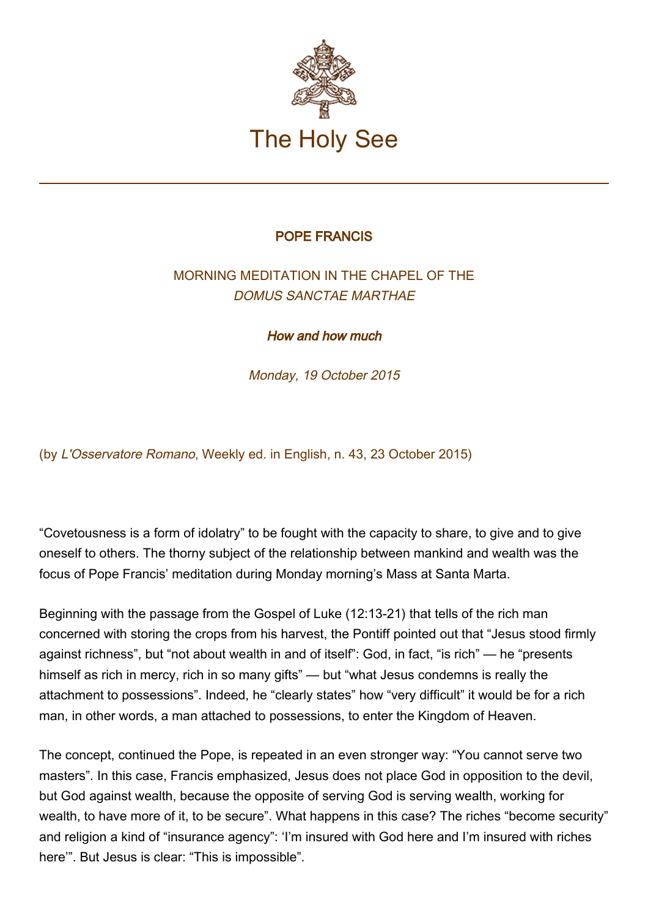# The Holy See

---

**POPE FRANCIS**

MORNING MEDITATION IN THE CHAPEL OF THE
*DOMUS SANCTAE MARTHAE*

***How and how much***

*Monday, 19 October 2015*

(by *L'Osservatore Romano*, Weekly ed. in English, n. 43, 23 October 2015)

"Covetousness is a form of idolatry" to be fought with the capacity to share, to give and to give oneself to others. The thorny subject of the relationship between mankind and wealth was the focus of Pope Francis' meditation during Monday morning's Mass at Santa Marta.

Beginning with the passage from the Gospel of Luke (12:13-21) that tells of the rich man concerned with storing the crops from his harvest, the Pontiff pointed out that "Jesus stood firmly against richness", but "not about wealth in and of itself": God, in fact, "is rich" — he "presents himself as rich in mercy, rich in so many gifts" — but "what Jesus condemns is really the attachment to possessions". Indeed, he "clearly states" how "very difficult" it would be for a rich man, in other words, a man attached to possessions, to enter the Kingdom of Heaven.

The concept, continued the Pope, is repeated in an even stronger way: "You cannot serve two masters". In this case, Francis emphasized, Jesus does not place God in opposition to the devil, but God against wealth, because the opposite of serving God is serving wealth, working for wealth, to have more of it, to be secure". What happens in this case? The riches "become security" and religion a kind of "insurance agency": 'I'm insured with God here and I'm insured with riches here'". But Jesus is clear: "This is impossible".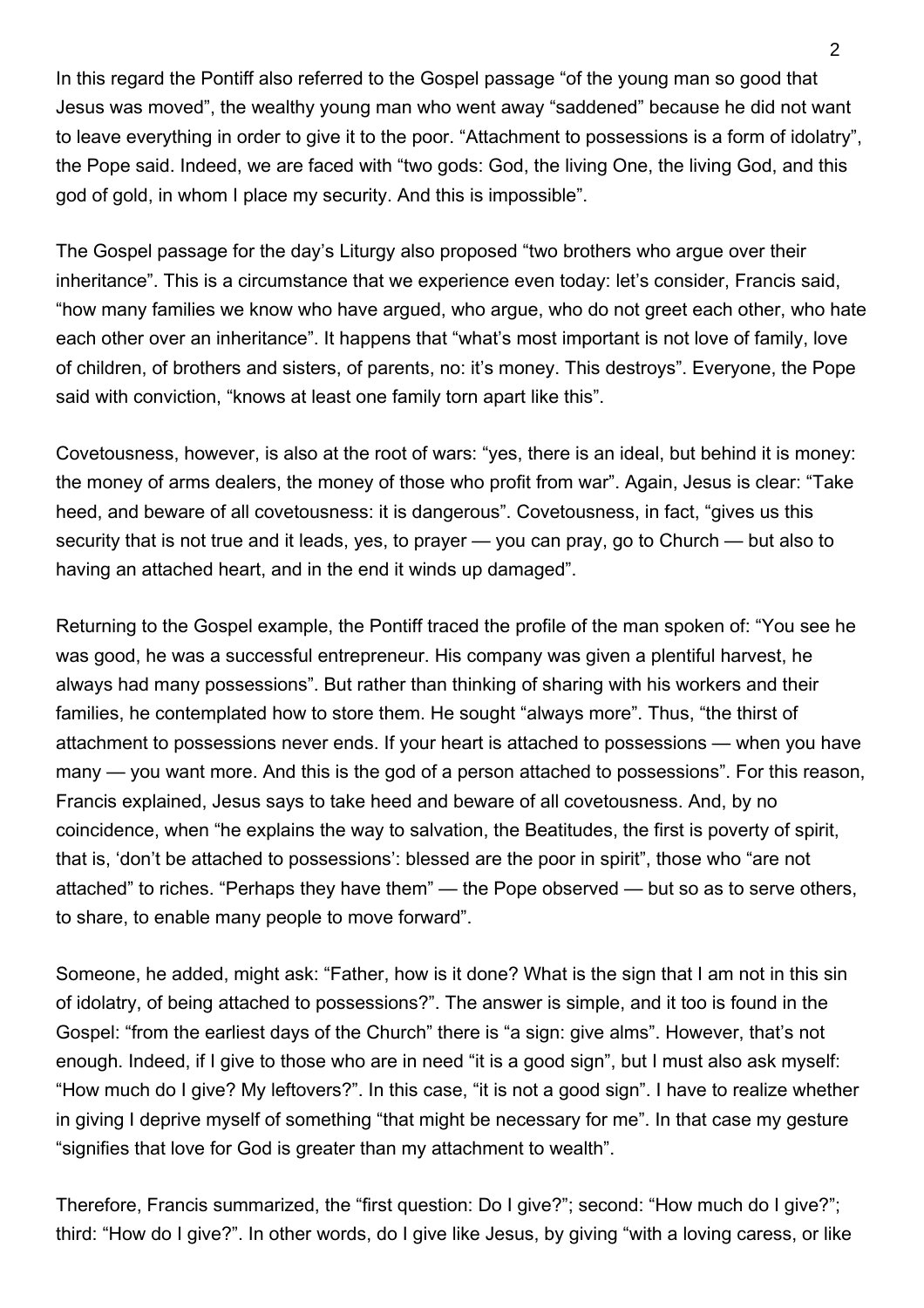In this regard the Pontiff also referred to the Gospel passage "of the young man so good that Jesus was moved", the wealthy young man who went away "saddened" because he did not want to leave everything in order to give it to the poor. "Attachment to possessions is a form of idolatry", the Pope said. Indeed, we are faced with "two gods: God, the living One, the living God, and this god of gold, in whom I place my security. And this is impossible".

The Gospel passage for the day's Liturgy also proposed "two brothers who argue over their inheritance". This is a circumstance that we experience even today: let's consider, Francis said, "how many families we know who have argued, who argue, who do not greet each other, who hate each other over an inheritance". It happens that "what's most important is not love of family, love of children, of brothers and sisters, of parents, no: it's money. This destroys". Everyone, the Pope said with conviction, "knows at least one family torn apart like this".

Covetousness, however, is also at the root of wars: "yes, there is an ideal, but behind it is money: the money of arms dealers, the money of those who profit from war". Again, Jesus is clear: "Take heed, and beware of all covetousness: it is dangerous". Covetousness, in fact, "gives us this security that is not true and it leads, yes, to prayer — you can pray, go to Church — but also to having an attached heart, and in the end it winds up damaged".

Returning to the Gospel example, the Pontiff traced the profile of the man spoken of: "You see he was good, he was a successful entrepreneur. His company was given a plentiful harvest, he always had many possessions". But rather than thinking of sharing with his workers and their families, he contemplated how to store them. He sought "always more". Thus, "the thirst of attachment to possessions never ends. If your heart is attached to possessions — when you have many — you want more. And this is the god of a person attached to possessions". For this reason, Francis explained, Jesus says to take heed and beware of all covetousness. And, by no coincidence, when "he explains the way to salvation, the Beatitudes, the first is poverty of spirit, that is, 'don't be attached to possessions': blessed are the poor in spirit", those who "are not attached" to riches. "Perhaps they have them" — the Pope observed — but so as to serve others, to share, to enable many people to move forward".

Someone, he added, might ask: "Father, how is it done? What is the sign that I am not in this sin of idolatry, of being attached to possessions?". The answer is simple, and it too is found in the Gospel: "from the earliest days of the Church" there is "a sign: give alms". However, that's not enough. Indeed, if I give to those who are in need "it is a good sign", but I must also ask myself: "How much do I give? My leftovers?". In this case, "it is not a good sign". I have to realize whether in giving I deprive myself of something "that might be necessary for me". In that case my gesture "signifies that love for God is greater than my attachment to wealth".

Therefore, Francis summarized, the "first question: Do I give?"; second: "How much do I give?"; third: "How do I give?". In other words, do I give like Jesus, by giving "with a loving caress, or like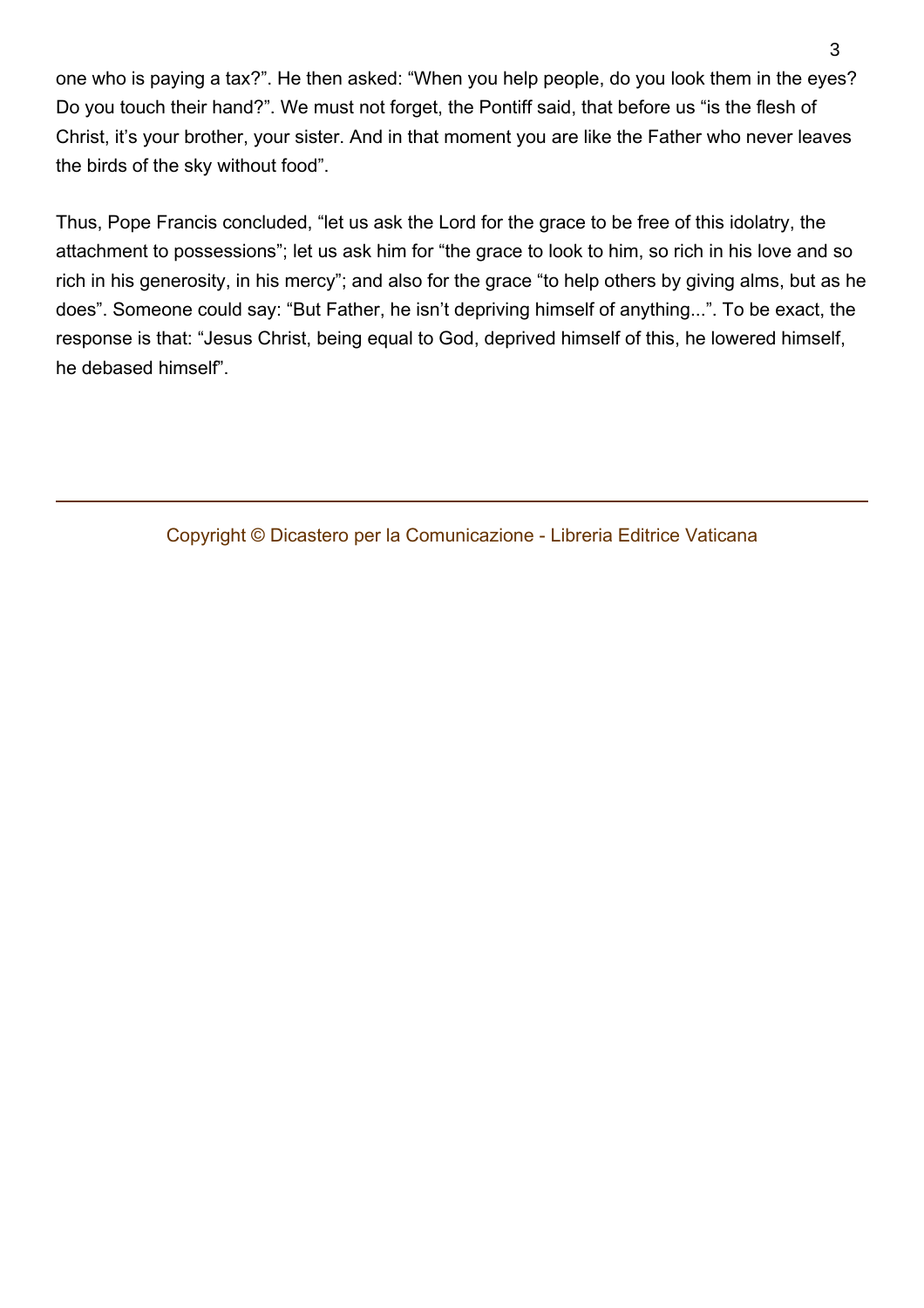one who is paying a tax?". He then asked: "When you help people, do you look them in the eyes? Do you touch their hand?". We must not forget, the Pontiff said, that before us "is the flesh of Christ, it's your brother, your sister. And in that moment you are like the Father who never leaves the birds of the sky without food".

Thus, Pope Francis concluded, "let us ask the Lord for the grace to be free of this idolatry, the attachment to possessions"; let us ask him for "the grace to look to him, so rich in his love and so rich in his generosity, in his mercy"; and also for the grace "to help others by giving alms, but as he does". Someone could say: "But Father, he isn't depriving himself of anything...". To be exact, the response is that: "Jesus Christ, being equal to God, deprived himself of this, he lowered himself, he debased himself".

---

Copyright © Dicastero per la Comunicazione - Libreria Editrice Vaticana